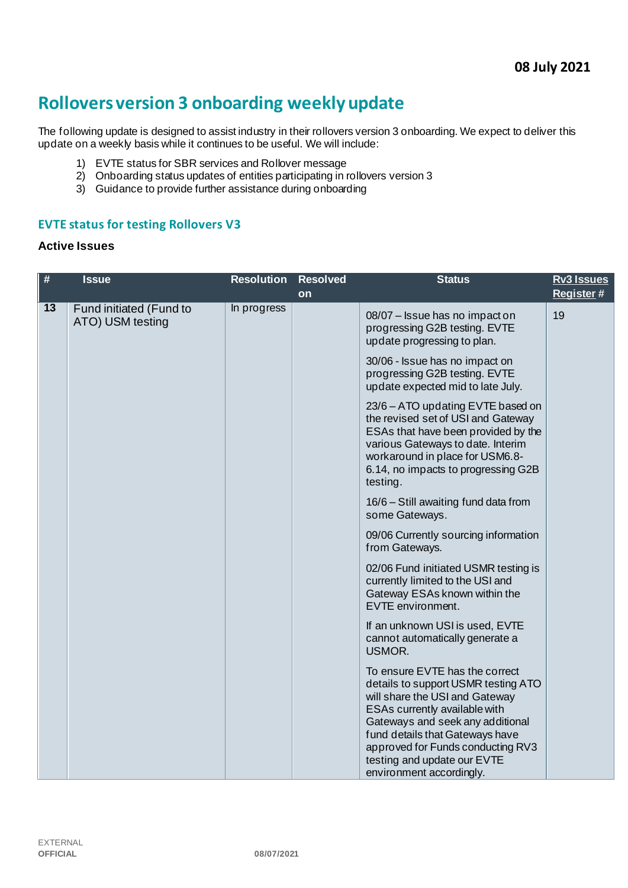**08 July 2021**

# Rollovers version 3 onboarding weekly update

The following update is designed to assist industry in their rollovers version 3 onboarding. We expect to deliver this update on a weekly basis while it continues to be useful. We will include:

1) EVTE status for SBR services and Rollover message
2) Onboarding status updates of entities participating in rollovers version 3
3) Guidance to provide further assistance during onboarding

## EVTE status for testing Rollovers V3

### Active Issues

| # | Issue | Resolution | Resolved on | Status | Rv3 Issues Register # |
|---|---|---|---|---|---|
| 13 | Fund initiated (Fund to ATO) USM testing | In progress | | 08/07 – Issue has no impact on progressing G2B testing. EVTE update progressing to plan.<br><br>30/06 - Issue has no impact on progressing G2B testing. EVTE update expected mid to late July.<br><br>23/6 – ATO updating EVTE based on the revised set of USI and Gateway ESAs that have been provided by the various Gateways to date. Interim workaround in place for USM6.8-6.14, no impacts to progressing G2B testing.<br><br>16/6 – Still awaiting fund data from some Gateways.<br><br>09/06 Currently sourcing information from Gateways.<br><br>02/06 Fund initiated USMR testing is currently limited to the USI and Gateway ESAs known within the EVTE environment.<br><br>If an unknown USI is used, EVTE cannot automatically generate a USMOR.<br><br>To ensure EVTE has the correct details to support USMR testing ATO will share the USI and Gateway ESAs currently available with Gateways and seek any additional fund details that Gateways have approved for Funds conducting RV3 testing and update our EVTE environment accordingly. | 19 |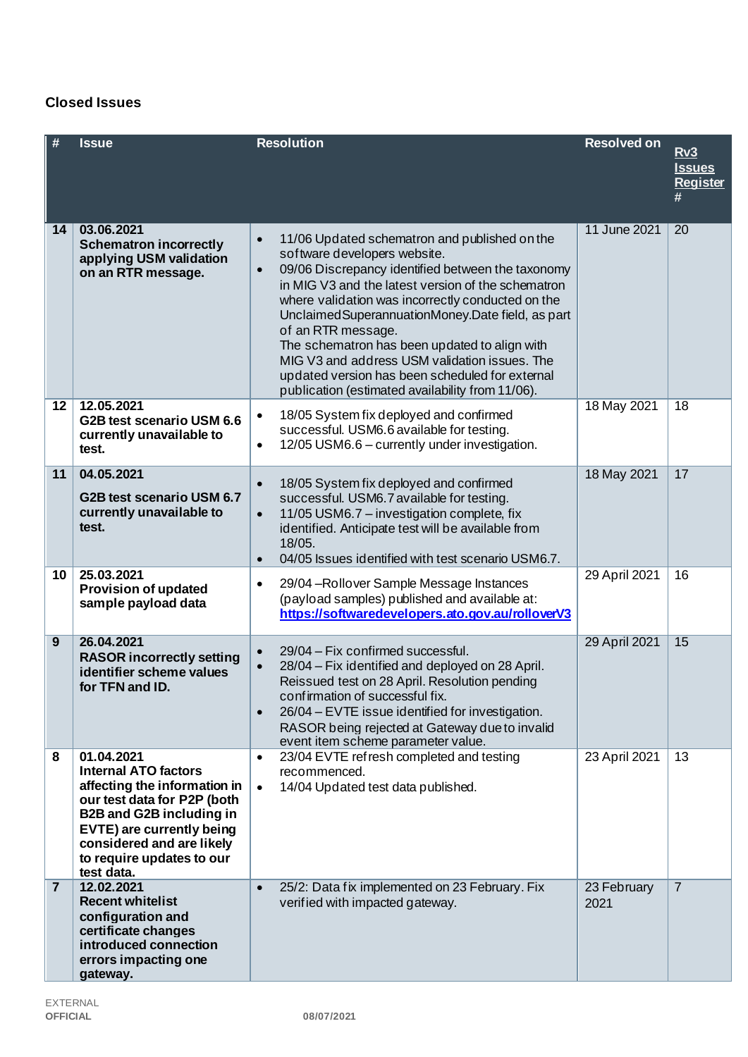### Closed Issues

| # | Issue | Resolution | Resolved on | Rv3 Issues Register # |
|---|---|---|---|---|
| 14 | **03.06.2021 Schematron incorrectly applying USM validation on an RTR message.** | • 11/06 Updated schematron and published on the software developers website.<br>• 09/06 Discrepancy identified between the taxonomy in MIG V3 and the latest version of the schematron where validation was incorrectly conducted on the UnclaimedSuperannuationMoney.Date field, as part of an RTR message.<br>The schematron has been updated to align with MIG V3 and address USM validation issues. The updated version has been scheduled for external publication (estimated availability from 11/06). | 11 June 2021 | 20 |
| 12 | **12.05.2021 G2B test scenario USM 6.6 currently unavailable to test.** | • 18/05 System fix deployed and confirmed successful. USM6.6 available for testing.<br>• 12/05 USM6.6 – currently under investigation. | 18 May 2021 | 18 |
| 11 | **04.05.2021 G2B test scenario USM 6.7 currently unavailable to test.** | • 18/05 System fix deployed and confirmed successful. USM6.7 available for testing.<br>• 11/05 USM6.7 – investigation complete, fix identified. Anticipate test will be available from 18/05.<br>• 04/05 Issues identified with test scenario USM6.7. | 18 May 2021 | 17 |
| 10 | **25.03.2021 Provision of updated sample payload data** | • 29/04 –Rollover Sample Message Instances (payload samples) published and available at: [https://softwaredevelopers.ato.gov.au/rolloverV3](https://softwaredevelopers.ato.gov.au/rolloverV3) | 29 April 2021 | 16 |
| 9 | **26.04.2021 RASOR incorrectly setting identifier scheme values for TFN and ID.** | • 29/04 – Fix confirmed successful.<br>• 28/04 – Fix identified and deployed on 28 April. Reissued test on 28 April. Resolution pending confirmation of successful fix.<br>• 26/04 – EVTE issue identified for investigation. RASOR being rejected at Gateway due to invalid event item scheme parameter value. | 29 April 2021 | 15 |
| 8 | **01.04.2021 Internal ATO factors affecting the information in our test data for P2P (both B2B and G2B including in EVTE) are currently being considered and are likely to require updates to our test data.** | • 23/04 EVTE refresh completed and testing recommenced.<br>• 14/04 Updated test data published. | 23 April 2021 | 13 |
| 7 | **12.02.2021 Recent whitelist configuration and certificate changes introduced connection errors impacting one gateway.** | • 25/2: Data fix implemented on 23 February. Fix verified with impacted gateway. | 23 February 2021 | 7 |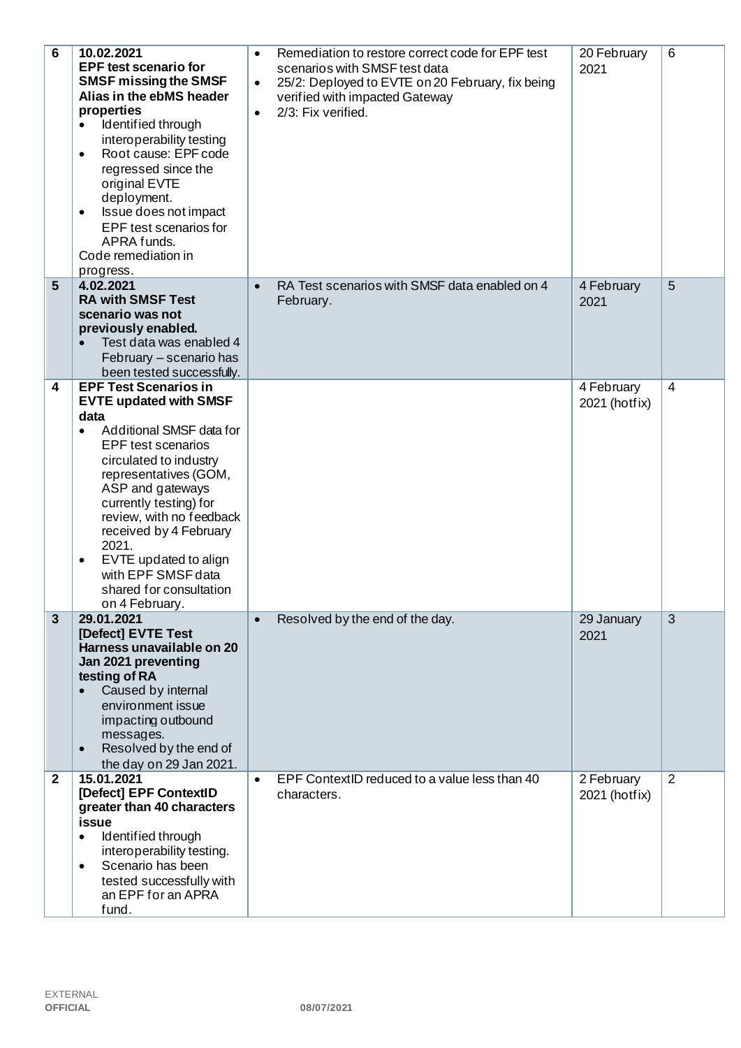| 6 | **10.02.2021** **EPF test scenario for SMSF missing the SMSF Alias in the ebMS header properties** <br>• Identified through interoperability testing <br>• Root cause: EPF code regressed since the original EVTE deployment. <br>• Issue does not impact EPF test scenarios for APRA funds. <br>Code remediation in progress. | • Remediation to restore correct code for EPF test scenarios with SMSF test data <br>• 25/2: Deployed to EVTE on 20 February, fix being verified with impacted Gateway <br>• 2/3: Fix verified. | 20 February 2021 | 6 |
|---|---|---|---|---|
| 5 | **4.02.2021** **RA with SMSF Test scenario was not previously enabled.** <br>• Test data was enabled 4 February – scenario has been tested successfully. | • RA Test scenarios with SMSF data enabled on 4 February. | 4 February 2021 | 5 |
| 4 | **EPF Test Scenarios in EVTE updated with SMSF data** <br>• Additional SMSF data for EPF test scenarios circulated to industry representatives (GOM, ASP and gateways currently testing) for review, with no feedback received by 4 February 2021. <br>• EVTE updated to align with EPF SMSF data shared for consultation on 4 February. | | 4 February 2021 (hotfix) | 4 |
| 3 | **29.01.2021** **[Defect] EVTE Test Harness unavailable on 20 Jan 2021 preventing testing of RA** <br>• Caused by internal environment issue impacting outbound messages. <br>• Resolved by the end of the day on 29 Jan 2021. | • Resolved by the end of the day. | 29 January 2021 | 3 |
| 2 | **15.01.2021** **[Defect] EPF ContextID greater than 40 characters issue** <br>• Identified through interoperability testing. <br>• Scenario has been tested successfully with an EPF for an APRA fund. | • EPF ContextID reduced to a value less than 40 characters. | 2 February 2021 (hotfix) | 2 |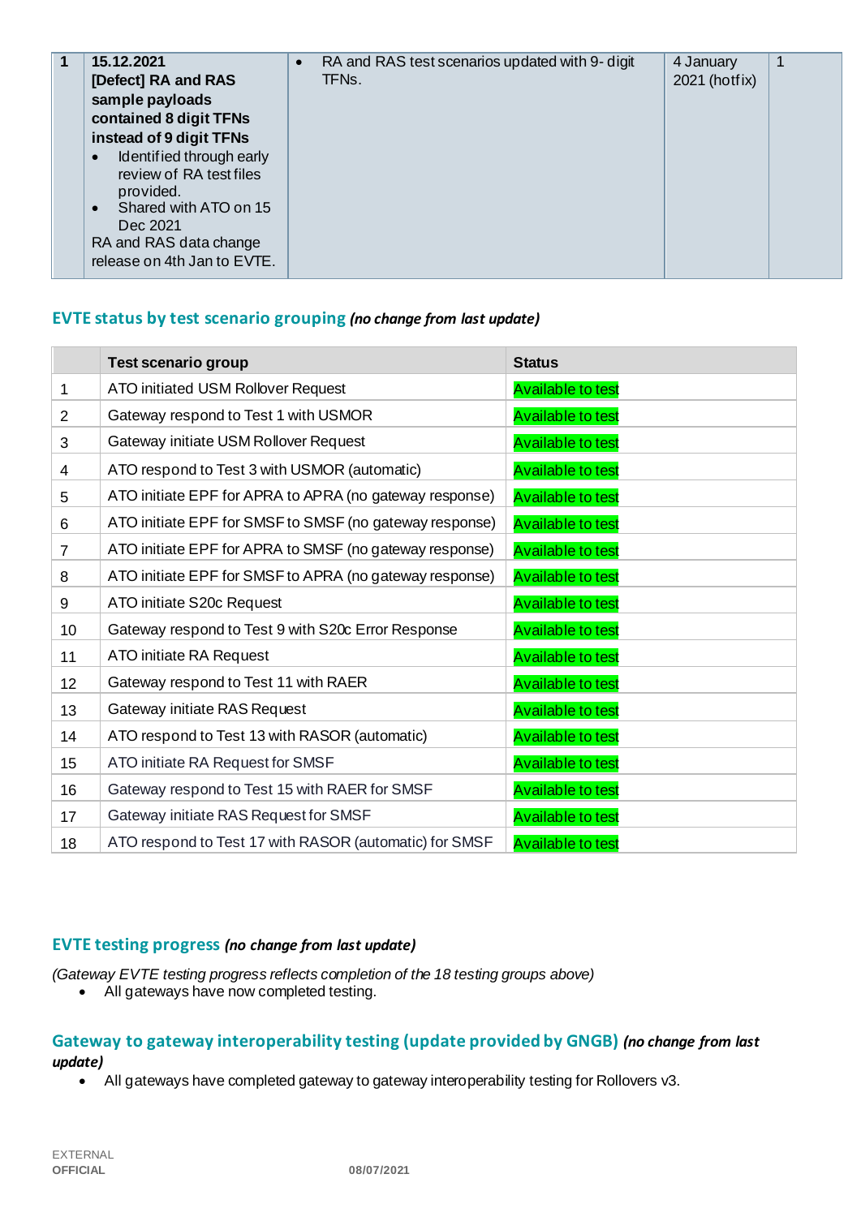| 1 | **15.12.2021**<br>**[Defect] RA and RAS sample payloads contained 8 digit TFNs instead of 9 digit TFNs**<br>• Identified through early review of RA test files provided.<br>• Shared with ATO on 15 Dec 2021<br>RA and RAS data change release on 4th Jan to EVTE. | • RA and RAS test scenarios updated with 9- digit TFNs. | 4 January 2021 (hotfix) | 1 |
|---|---|---|---|---|

## EVTE status by test scenario grouping *(no change from last update)*

| | Test scenario group | Status |
|---|---|---|
| 1 | ATO initiated USM Rollover Request | Available to test |
| 2 | Gateway respond to Test 1 with USMOR | Available to test |
| 3 | Gateway initiate USM Rollover Request | Available to test |
| 4 | ATO respond to Test 3 with USMOR (automatic) | Available to test |
| 5 | ATO initiate EPF for APRA to APRA (no gateway response) | Available to test |
| 6 | ATO initiate EPF for SMSF to SMSF (no gateway response) | Available to test |
| 7 | ATO initiate EPF for APRA to SMSF (no gateway response) | Available to test |
| 8 | ATO initiate EPF for SMSF to APRA (no gateway response) | Available to test |
| 9 | ATO initiate S20c Request | Available to test |
| 10 | Gateway respond to Test 9 with S20c Error Response | Available to test |
| 11 | ATO initiate RA Request | Available to test |
| 12 | Gateway respond to Test 11 with RAER | Available to test |
| 13 | Gateway initiate RAS Request | Available to test |
| 14 | ATO respond to Test 13 with RASOR (automatic) | Available to test |
| 15 | ATO initiate RA Request for SMSF | Available to test |
| 16 | Gateway respond to Test 15 with RAER for SMSF | Available to test |
| 17 | Gateway initiate RAS Request for SMSF | Available to test |
| 18 | ATO respond to Test 17 with RASOR (automatic) for SMSF | Available to test |

## EVTE testing progress *(no change from last update)*

*(Gateway EVTE testing progress reflects completion of the 18 testing groups above)*

- All gateways have now completed testing.

## Gateway to gateway interoperability testing (update provided by GNGB) *(no change from last update)*

- All gateways have completed gateway to gateway interoperability testing for Rollovers v3.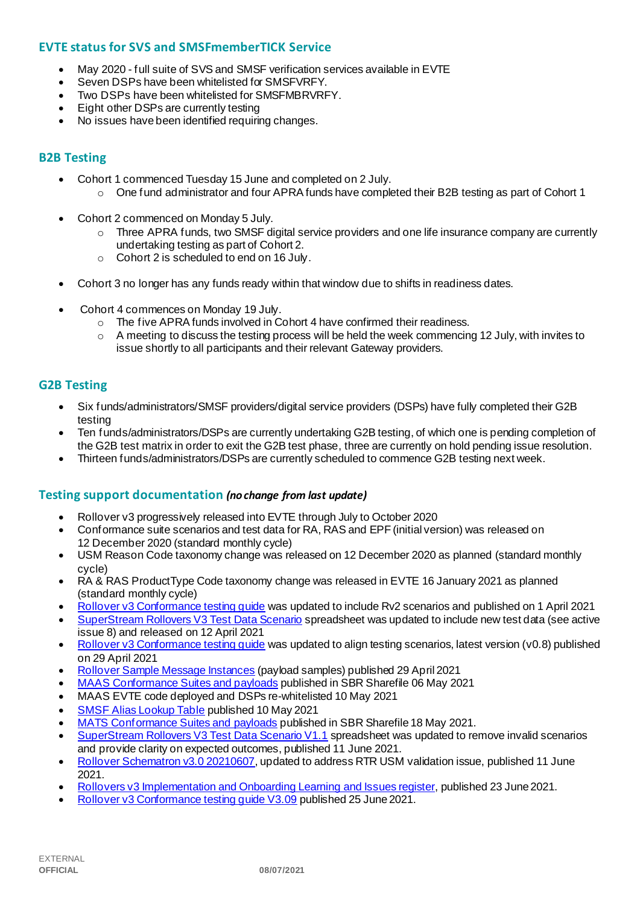## EVTE status for SVS and SMSFmemberTICK Service

- May 2020 - full suite of SVS and SMSF verification services available in EVTE
- Seven DSPs have been whitelisted for SMSFVRFY.
- Two DSPs have been whitelisted for SMSFMBRVRFY.
- Eight other DSPs are currently testing
- No issues have been identified requiring changes.

## B2B Testing

- Cohort 1 commenced Tuesday 15 June and completed on 2 July.
  - One fund administrator and four APRA funds have completed their B2B testing as part of Cohort 1
- Cohort 2 commenced on Monday 5 July.
  - Three APRA funds, two SMSF digital service providers and one life insurance company are currently undertaking testing as part of Cohort 2.
  - Cohort 2 is scheduled to end on 16 July.
- Cohort 3 no longer has any funds ready within that window due to shifts in readiness dates.
- Cohort 4 commences on Monday 19 July.
  - The five APRA funds involved in Cohort 4 have confirmed their readiness.
  - A meeting to discuss the testing process will be held the week commencing 12 July, with invites to issue shortly to all participants and their relevant Gateway providers.

## G2B Testing

- Six funds/administrators/SMSF providers/digital service providers (DSPs) have fully completed their G2B testing
- Ten funds/administrators/DSPs are currently undertaking G2B testing, of which one is pending completion of the G2B test matrix in order to exit the G2B test phase, three are currently on hold pending issue resolution.
- Thirteen funds/administrators/DSPs are currently scheduled to commence G2B testing next week.

## Testing support documentation *(no change from last update)*

- Rollover v3 progressively released into EVTE through July to October 2020
- Conformance suite scenarios and test data for RA, RAS and EPF (initial version) was released on 12 December 2020 (standard monthly cycle)
- USM Reason Code taxonomy change was released on 12 December 2020 as planned (standard monthly cycle)
- RA & RAS ProductType Code taxonomy change was released in EVTE 16 January 2021 as planned (standard monthly cycle)
- Rollover v3 Conformance testing guide was updated to include Rv2 scenarios and published on 1 April 2021
- SuperStream Rollovers V3 Test Data Scenario spreadsheet was updated to include new test data (see active issue 8) and released on 12 April 2021
- Rollover v3 Conformance testing guide was updated to align testing scenarios, latest version (v0.8) published on 29 April 2021
- Rollover Sample Message Instances (payload samples) published 29 April 2021
- MAAS Conformance Suites and payloads published in SBR Sharefile 06 May 2021
- MAAS EVTE code deployed and DSPs re-whitelisted 10 May 2021
- SMSF Alias Lookup Table published 10 May 2021
- MATS Conformance Suites and payloads published in SBR Sharefile 18 May 2021.
- SuperStream Rollovers V3 Test Data Scenario V1.1 spreadsheet was updated to remove invalid scenarios and provide clarity on expected outcomes, published 11 June 2021.
- Rollover Schematron v3.0 20210607, updated to address RTR USM validation issue, published 11 June 2021.
- Rollovers v3 Implementation and Onboarding Learning and Issues register, published 23 June 2021.
- Rollover v3 Conformance testing guide V3.09 published 25 June 2021.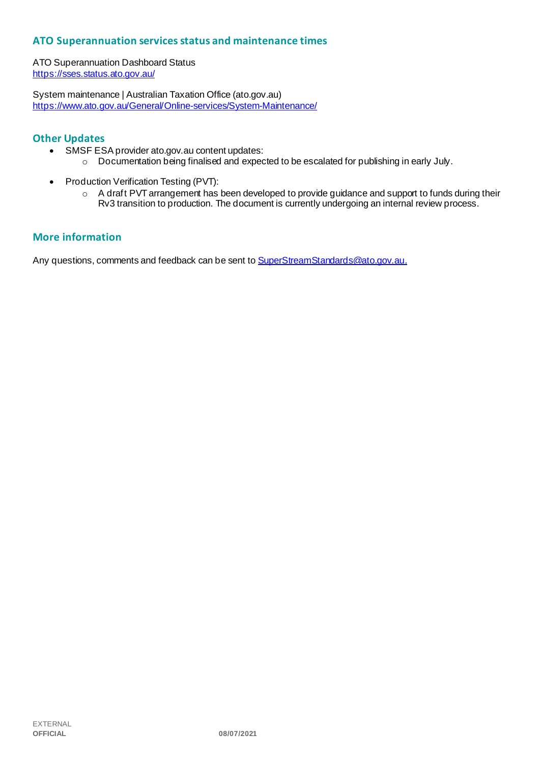## ATO Superannuation services status and maintenance times

ATO Superannuation Dashboard Status
https://sses.status.ato.gov.au/

System maintenance | Australian Taxation Office (ato.gov.au)
https://www.ato.gov.au/General/Online-services/System-Maintenance/

## Other Updates

- SMSF ESA provider ato.gov.au content updates:
  - Documentation being finalised and expected to be escalated for publishing in early July.
- Production Verification Testing (PVT):
  - A draft PVT arrangement has been developed to provide guidance and support to funds during their Rv3 transition to production. The document is currently undergoing an internal review process.

## More information

Any questions, comments and feedback can be sent to SuperStreamStandards@ato.gov.au.